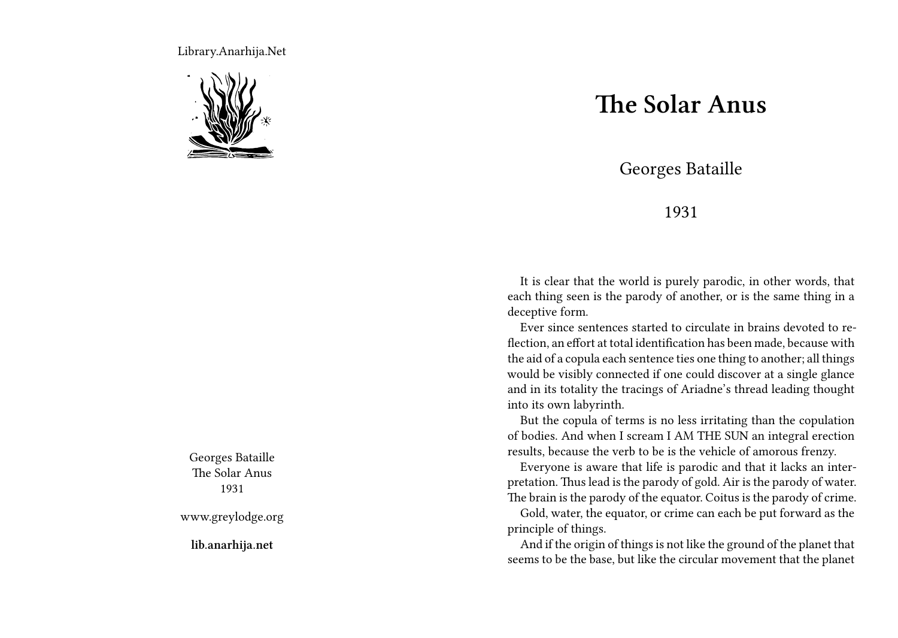Library.Anarhija.Net

Georges Bataille
The Solar Anus
1931

www.greylodge.org

**lib.anarhija.net**

# The Solar Anus

Georges Bataille

1931

It is clear that the world is purely parodic, in other words, that each thing seen is the parody of another, or is the same thing in a deceptive form.

Ever since sentences started to circulate in brains devoted to reflection, an effort at total identification has been made, because with the aid of a copula each sentence ties one thing to another; all things would be visibly connected if one could discover at a single glance and in its totality the tracings of Ariadne's thread leading thought into its own labyrinth.

But the copula of terms is no less irritating than the copulation of bodies. And when I scream I AM THE SUN an integral erection results, because the verb to be is the vehicle of amorous frenzy.

Everyone is aware that life is parodic and that it lacks an interpretation. Thus lead is the parody of gold. Air is the parody of water. The brain is the parody of the equator. Coitus is the parody of crime.

Gold, water, the equator, or crime can each be put forward as the principle of things.

And if the origin of things is not like the ground of the planet that seems to be the base, but like the circular movement that the planet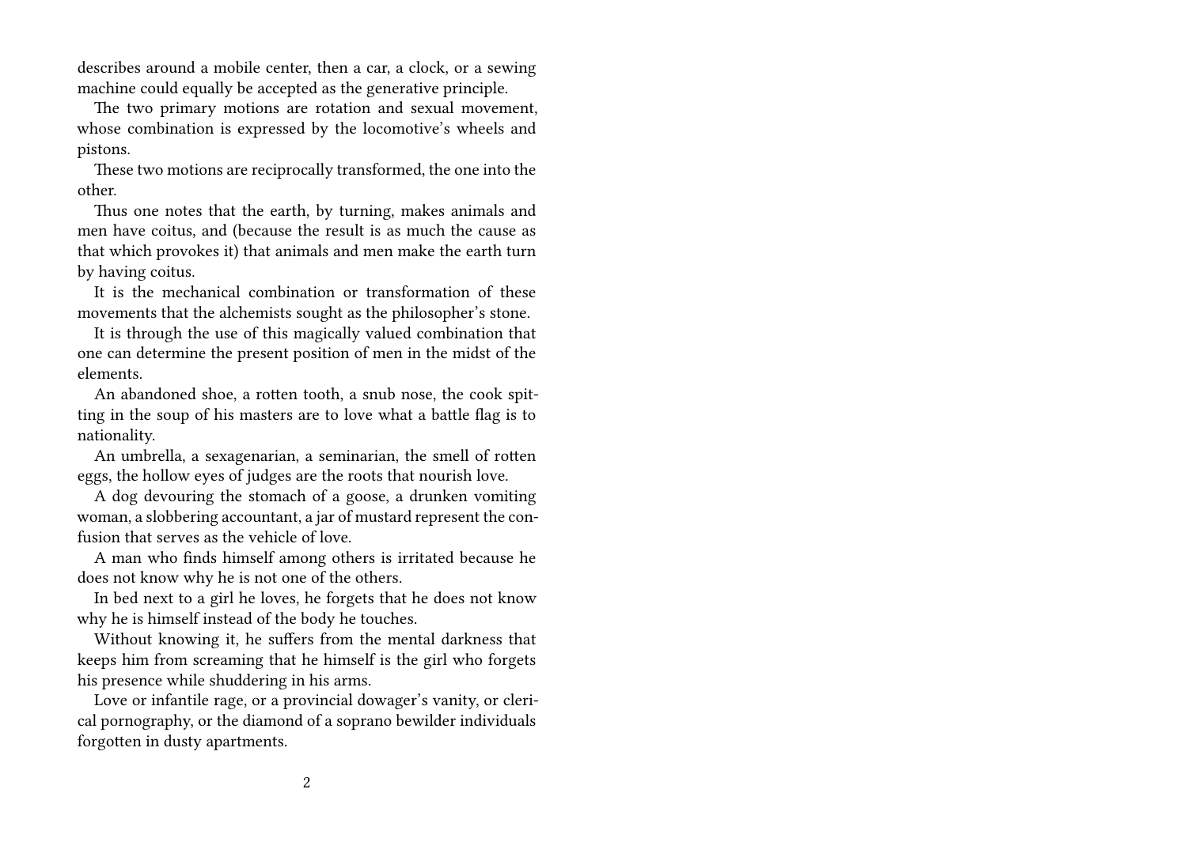describes around a mobile center, then a car, a clock, or a sewing machine could equally be accepted as the generative principle.

The two primary motions are rotation and sexual movement, whose combination is expressed by the locomotive's wheels and pistons.

These two motions are reciprocally transformed, the one into the other.

Thus one notes that the earth, by turning, makes animals and men have coitus, and (because the result is as much the cause as that which provokes it) that animals and men make the earth turn by having coitus.

It is the mechanical combination or transformation of these movements that the alchemists sought as the philosopher's stone.

It is through the use of this magically valued combination that one can determine the present position of men in the midst of the elements.

An abandoned shoe, a rotten tooth, a snub nose, the cook spitting in the soup of his masters are to love what a battle flag is to nationality.

An umbrella, a sexagenarian, a seminarian, the smell of rotten eggs, the hollow eyes of judges are the roots that nourish love.

A dog devouring the stomach of a goose, a drunken vomiting woman, a slobbering accountant, a jar of mustard represent the confusion that serves as the vehicle of love.

A man who finds himself among others is irritated because he does not know why he is not one of the others.

In bed next to a girl he loves, he forgets that he does not know why he is himself instead of the body he touches.

Without knowing it, he suffers from the mental darkness that keeps him from screaming that he himself is the girl who forgets his presence while shuddering in his arms.

Love or infantile rage, or a provincial dowager's vanity, or clerical pornography, or the diamond of a soprano bewilder individuals forgotten in dusty apartments.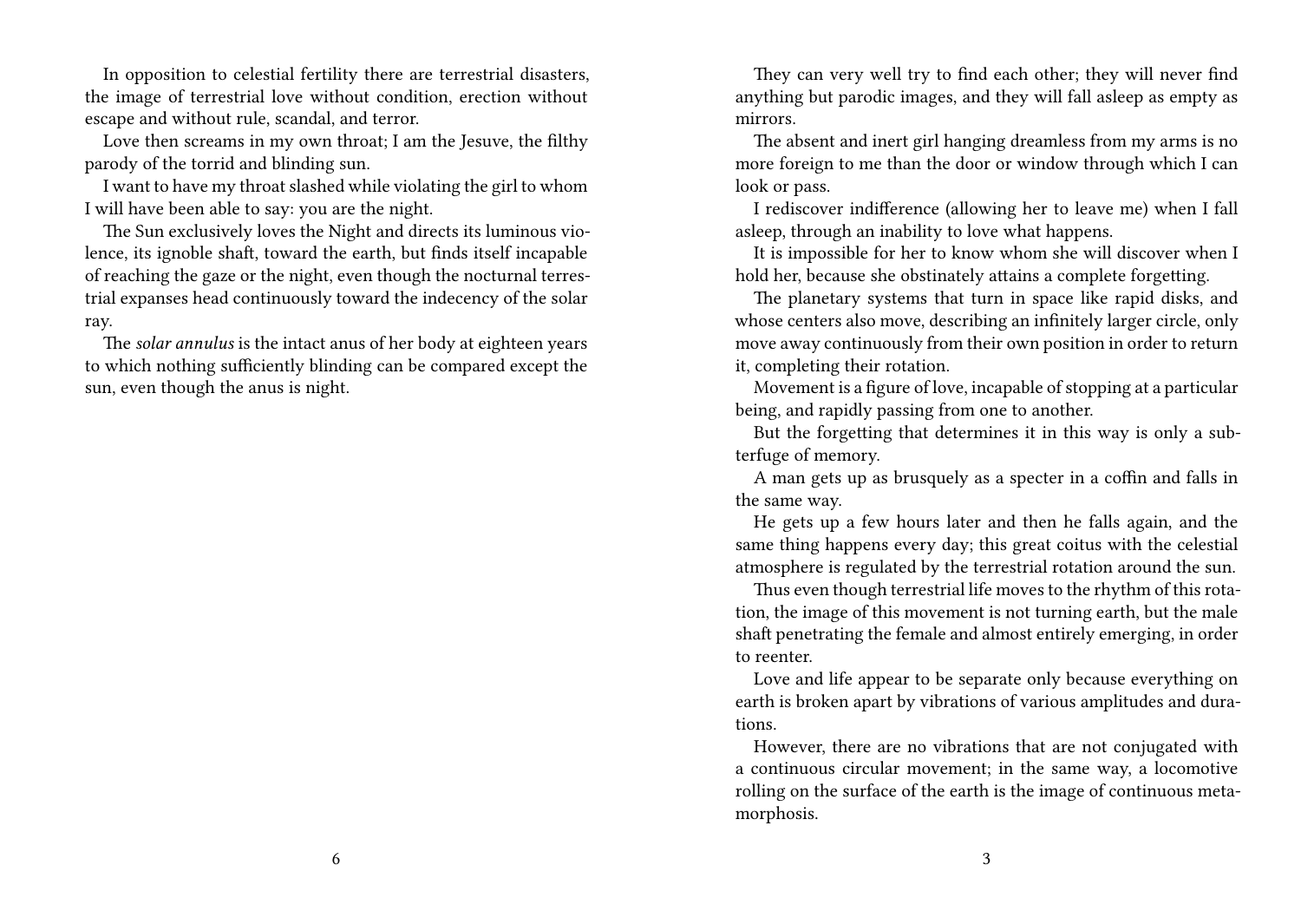In opposition to celestial fertility there are terrestrial disasters, the image of terrestrial love without condition, erection without escape and without rule, scandal, and terror.

Love then screams in my own throat; I am the Jesuve, the filthy parody of the torrid and blinding sun.

I want to have my throat slashed while violating the girl to whom I will have been able to say: you are the night.

The Sun exclusively loves the Night and directs its luminous violence, its ignoble shaft, toward the earth, but finds itself incapable of reaching the gaze or the night, even though the nocturnal terrestrial expanses head continuously toward the indecency of the solar ray.

The *solar annulus* is the intact anus of her body at eighteen years to which nothing sufficiently blinding can be compared except the sun, even though the anus is night.

They can very well try to find each other; they will never find anything but parodic images, and they will fall asleep as empty as mirrors.

The absent and inert girl hanging dreamless from my arms is no more foreign to me than the door or window through which I can look or pass.

I rediscover indifference (allowing her to leave me) when I fall asleep, through an inability to love what happens.

It is impossible for her to know whom she will discover when I hold her, because she obstinately attains a complete forgetting.

The planetary systems that turn in space like rapid disks, and whose centers also move, describing an infinitely larger circle, only move away continuously from their own position in order to return it, completing their rotation.

Movement is a figure of love, incapable of stopping at a particular being, and rapidly passing from one to another.

But the forgetting that determines it in this way is only a subterfuge of memory.

A man gets up as brusquely as a specter in a coffin and falls in the same way.

He gets up a few hours later and then he falls again, and the same thing happens every day; this great coitus with the celestial atmosphere is regulated by the terrestrial rotation around the sun.

Thus even though terrestrial life moves to the rhythm of this rotation, the image of this movement is not turning earth, but the male shaft penetrating the female and almost entirely emerging, in order to reenter.

Love and life appear to be separate only because everything on earth is broken apart by vibrations of various amplitudes and durations.

However, there are no vibrations that are not conjugated with a continuous circular movement; in the same way, a locomotive rolling on the surface of the earth is the image of continuous metamorphosis.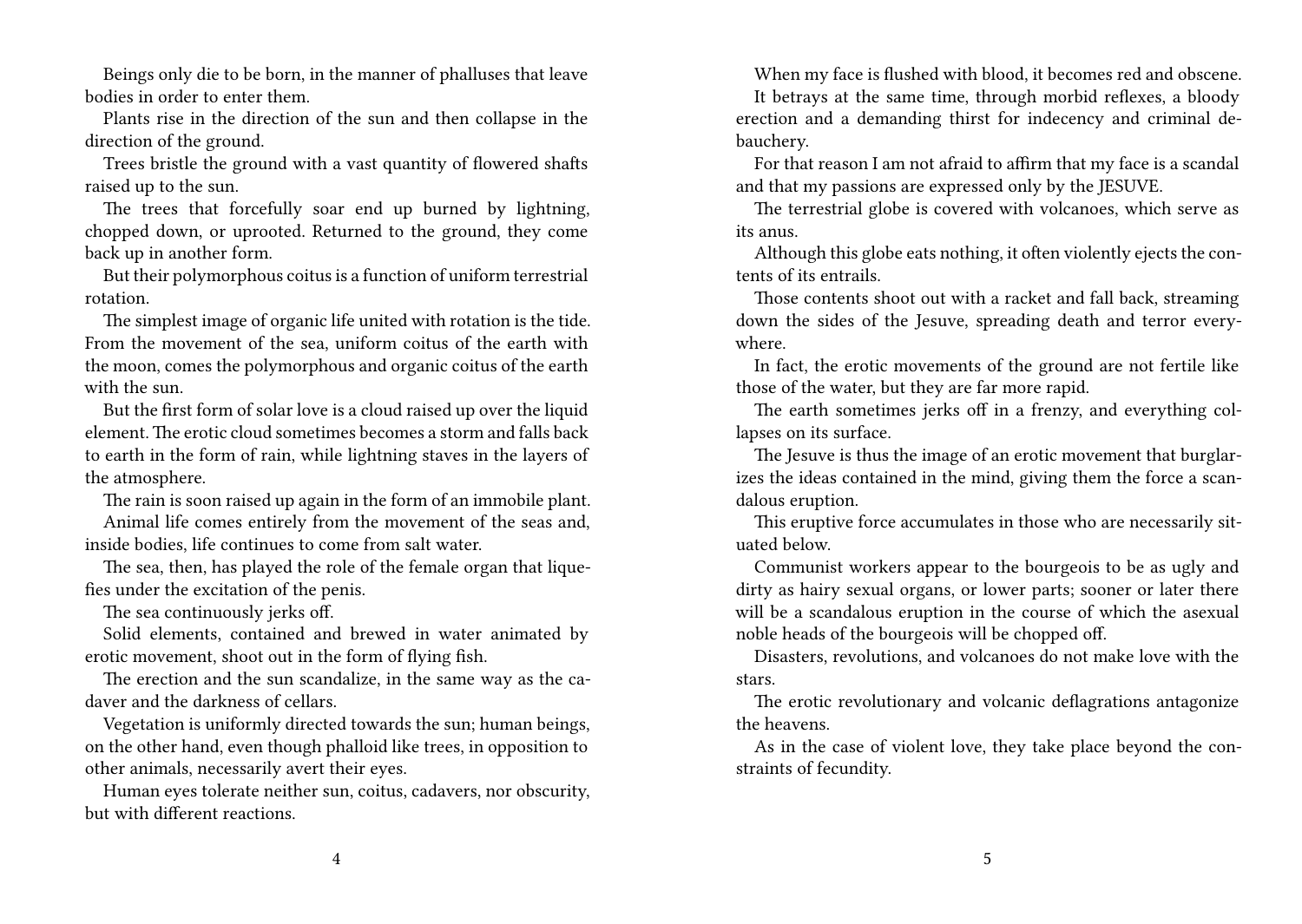Beings only die to be born, in the manner of phalluses that leave bodies in order to enter them.

Plants rise in the direction of the sun and then collapse in the direction of the ground.

Trees bristle the ground with a vast quantity of flowered shafts raised up to the sun.

The trees that forcefully soar end up burned by lightning, chopped down, or uprooted. Returned to the ground, they come back up in another form.

But their polymorphous coitus is a function of uniform terrestrial rotation.

The simplest image of organic life united with rotation is the tide. From the movement of the sea, uniform coitus of the earth with the moon, comes the polymorphous and organic coitus of the earth with the sun.

But the first form of solar love is a cloud raised up over the liquid element. The erotic cloud sometimes becomes a storm and falls back to earth in the form of rain, while lightning staves in the layers of the atmosphere.

The rain is soon raised up again in the form of an immobile plant.

Animal life comes entirely from the movement of the seas and, inside bodies, life continues to come from salt water.

The sea, then, has played the role of the female organ that liquefies under the excitation of the penis.

The sea continuously jerks off.

Solid elements, contained and brewed in water animated by erotic movement, shoot out in the form of flying fish.

The erection and the sun scandalize, in the same way as the cadaver and the darkness of cellars.

Vegetation is uniformly directed towards the sun; human beings, on the other hand, even though phalloid like trees, in opposition to other animals, necessarily avert their eyes.

Human eyes tolerate neither sun, coitus, cadavers, nor obscurity, but with different reactions.

When my face is flushed with blood, it becomes red and obscene.

It betrays at the same time, through morbid reflexes, a bloody erection and a demanding thirst for indecency and criminal debauchery.

For that reason I am not afraid to affirm that my face is a scandal and that my passions are expressed only by the JESUVE.

The terrestrial globe is covered with volcanoes, which serve as its anus.

Although this globe eats nothing, it often violently ejects the contents of its entrails.

Those contents shoot out with a racket and fall back, streaming down the sides of the Jesuve, spreading death and terror everywhere.

In fact, the erotic movements of the ground are not fertile like those of the water, but they are far more rapid.

The earth sometimes jerks off in a frenzy, and everything collapses on its surface.

The Jesuve is thus the image of an erotic movement that burglarizes the ideas contained in the mind, giving them the force a scandalous eruption.

This eruptive force accumulates in those who are necessarily situated below.

Communist workers appear to the bourgeois to be as ugly and dirty as hairy sexual organs, or lower parts; sooner or later there will be a scandalous eruption in the course of which the asexual noble heads of the bourgeois will be chopped off.

Disasters, revolutions, and volcanoes do not make love with the stars.

The erotic revolutionary and volcanic deflagrations antagonize the heavens.

As in the case of violent love, they take place beyond the constraints of fecundity.